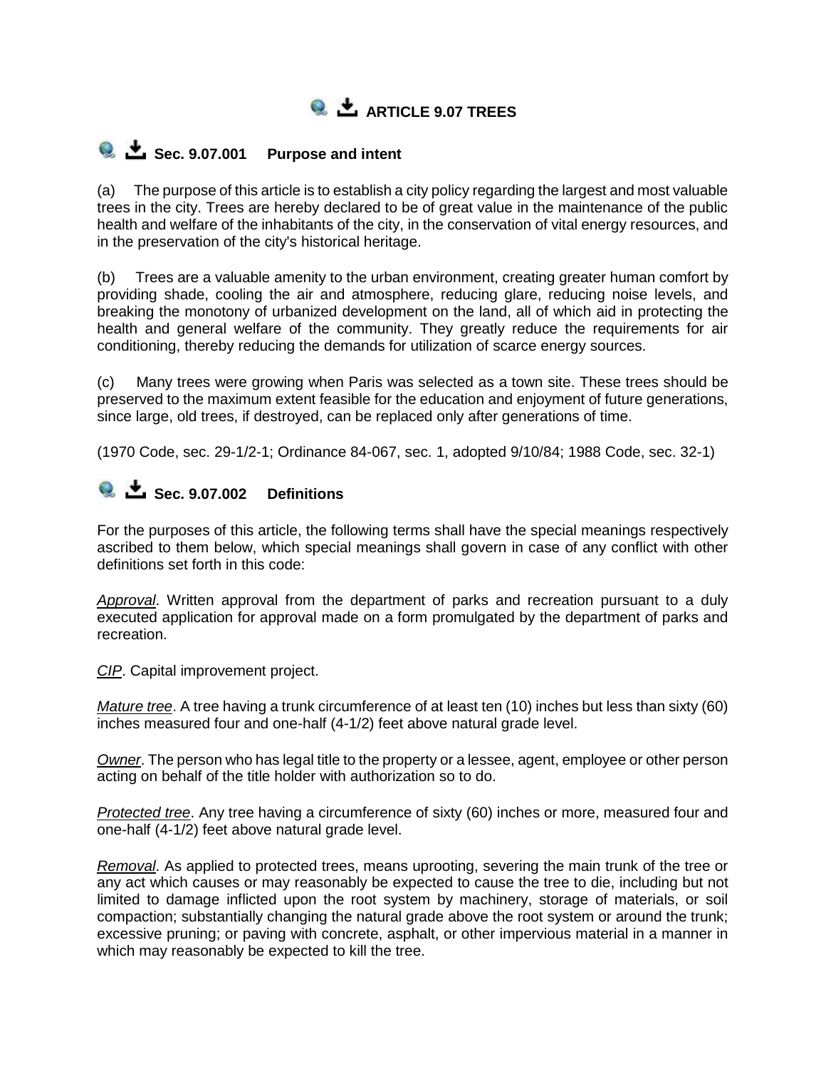# ARTICLE 9.07 TREES

## Sec. 9.07.001 Purpose and intent

(a) The purpose of this article is to establish a city policy regarding the largest and most valuable trees in the city. Trees are hereby declared to be of great value in the maintenance of the public health and welfare of the inhabitants of the city, in the conservation of vital energy resources, and in the preservation of the city's historical heritage.

(b) Trees are a valuable amenity to the urban environment, creating greater human comfort by providing shade, cooling the air and atmosphere, reducing glare, reducing noise levels, and breaking the monotony of urbanized development on the land, all of which aid in protecting the health and general welfare of the community. They greatly reduce the requirements for air conditioning, thereby reducing the demands for utilization of scarce energy sources.

(c) Many trees were growing when Paris was selected as a town site. These trees should be preserved to the maximum extent feasible for the education and enjoyment of future generations, since large, old trees, if destroyed, can be replaced only after generations of time.

(1970 Code, sec. 29-1/2-1; Ordinance 84-067, sec. 1, adopted 9/10/84; 1988 Code, sec. 32-1)

## Sec. 9.07.002 Definitions

For the purposes of this article, the following terms shall have the special meanings respectively ascribed to them below, which special meanings shall govern in case of any conflict with other definitions set forth in this code:

*Approval*. Written approval from the department of parks and recreation pursuant to a duly executed application for approval made on a form promulgated by the department of parks and recreation.

*CIP*. Capital improvement project.

*Mature tree*. A tree having a trunk circumference of at least ten (10) inches but less than sixty (60) inches measured four and one-half (4-1/2) feet above natural grade level.

*Owner*. The person who has legal title to the property or a lessee, agent, employee or other person acting on behalf of the title holder with authorization so to do.

*Protected tree*. Any tree having a circumference of sixty (60) inches or more, measured four and one-half (4-1/2) feet above natural grade level.

*Removal*. As applied to protected trees, means uprooting, severing the main trunk of the tree or any act which causes or may reasonably be expected to cause the tree to die, including but not limited to damage inflicted upon the root system by machinery, storage of materials, or soil compaction; substantially changing the natural grade above the root system or around the trunk; excessive pruning; or paving with concrete, asphalt, or other impervious material in a manner in which may reasonably be expected to kill the tree.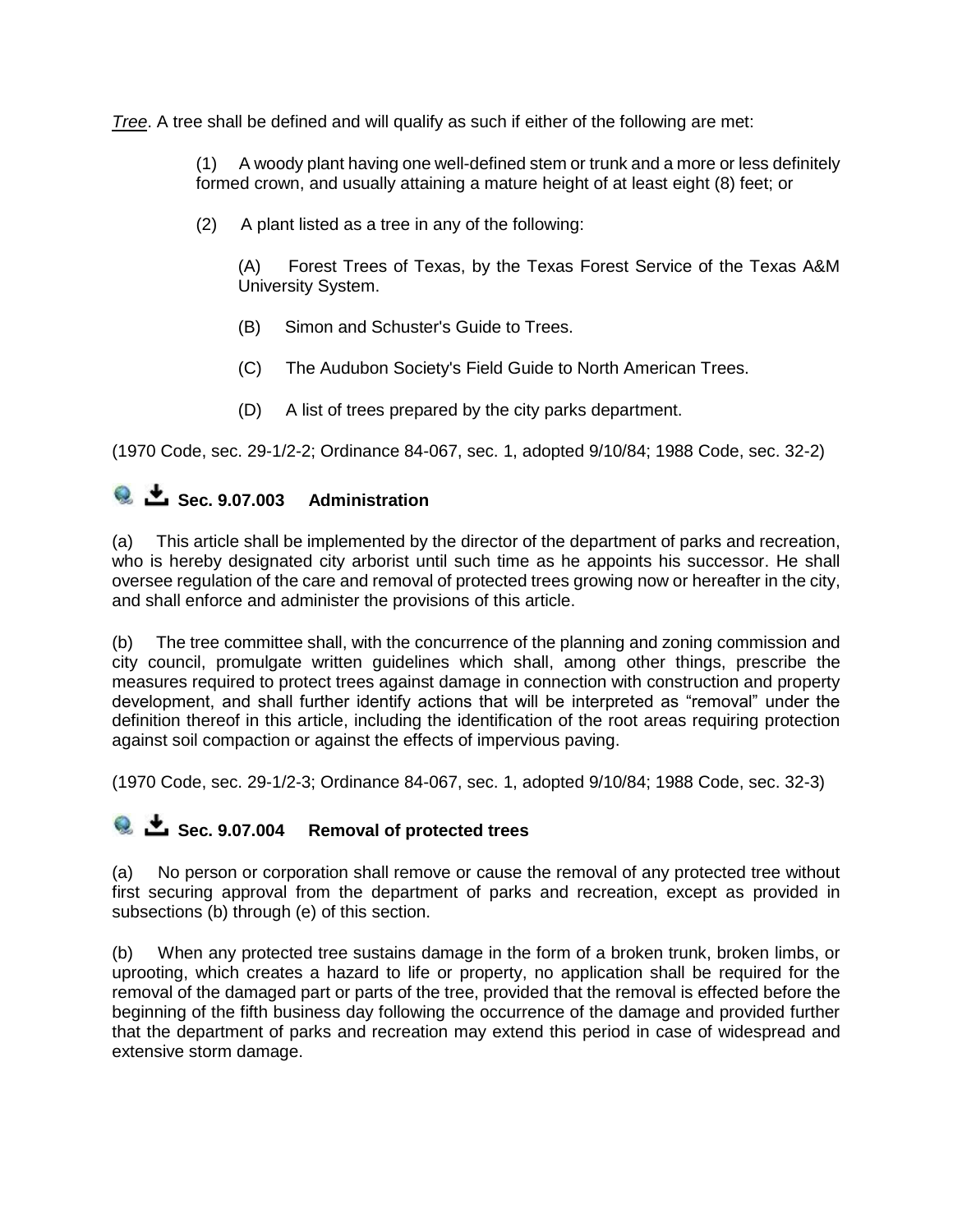*Tree*. A tree shall be defined and will qualify as such if either of the following are met:

(1) A woody plant having one well-defined stem or trunk and a more or less definitely formed crown, and usually attaining a mature height of at least eight (8) feet; or

(2) A plant listed as a tree in any of the following:

(A) Forest Trees of Texas, by the Texas Forest Service of the Texas A&M University System.

(B) Simon and Schuster's Guide to Trees.

(C) The Audubon Society's Field Guide to North American Trees.

(D) A list of trees prepared by the city parks department.

(1970 Code, sec. 29-1/2-2; Ordinance 84-067, sec. 1, adopted 9/10/84; 1988 Code, sec. 32-2)

### Sec. 9.07.003 Administration

(a) This article shall be implemented by the director of the department of parks and recreation, who is hereby designated city arborist until such time as he appoints his successor. He shall oversee regulation of the care and removal of protected trees growing now or hereafter in the city, and shall enforce and administer the provisions of this article.

(b) The tree committee shall, with the concurrence of the planning and zoning commission and city council, promulgate written guidelines which shall, among other things, prescribe the measures required to protect trees against damage in connection with construction and property development, and shall further identify actions that will be interpreted as "removal" under the definition thereof in this article, including the identification of the root areas requiring protection against soil compaction or against the effects of impervious paving.

(1970 Code, sec. 29-1/2-3; Ordinance 84-067, sec. 1, adopted 9/10/84; 1988 Code, sec. 32-3)

### Sec. 9.07.004 Removal of protected trees

(a) No person or corporation shall remove or cause the removal of any protected tree without first securing approval from the department of parks and recreation, except as provided in subsections (b) through (e) of this section.

(b) When any protected tree sustains damage in the form of a broken trunk, broken limbs, or uprooting, which creates a hazard to life or property, no application shall be required for the removal of the damaged part or parts of the tree, provided that the removal is effected before the beginning of the fifth business day following the occurrence of the damage and provided further that the department of parks and recreation may extend this period in case of widespread and extensive storm damage.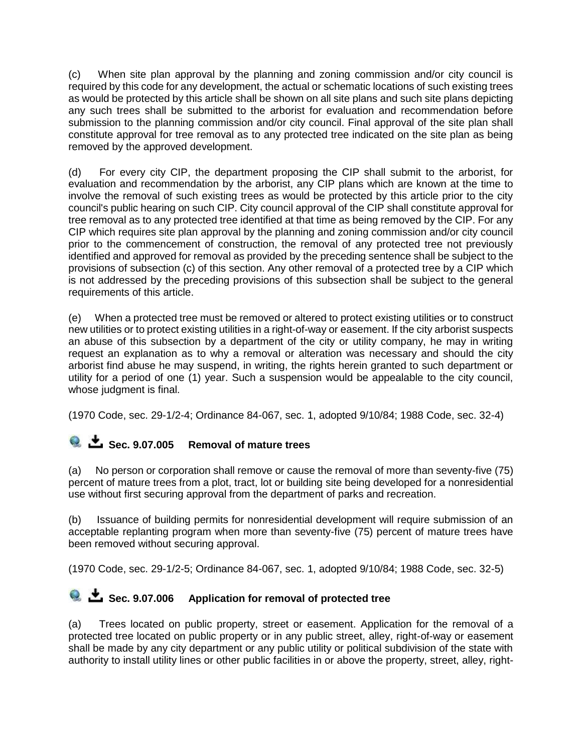(c) When site plan approval by the planning and zoning commission and/or city council is required by this code for any development, the actual or schematic locations of such existing trees as would be protected by this article shall be shown on all site plans and such site plans depicting any such trees shall be submitted to the arborist for evaluation and recommendation before submission to the planning commission and/or city council. Final approval of the site plan shall constitute approval for tree removal as to any protected tree indicated on the site plan as being removed by the approved development.

(d) For every city CIP, the department proposing the CIP shall submit to the arborist, for evaluation and recommendation by the arborist, any CIP plans which are known at the time to involve the removal of such existing trees as would be protected by this article prior to the city council's public hearing on such CIP. City council approval of the CIP shall constitute approval for tree removal as to any protected tree identified at that time as being removed by the CIP. For any CIP which requires site plan approval by the planning and zoning commission and/or city council prior to the commencement of construction, the removal of any protected tree not previously identified and approved for removal as provided by the preceding sentence shall be subject to the provisions of subsection (c) of this section. Any other removal of a protected tree by a CIP which is not addressed by the preceding provisions of this subsection shall be subject to the general requirements of this article.

(e) When a protected tree must be removed or altered to protect existing utilities or to construct new utilities or to protect existing utilities in a right-of-way or easement. If the city arborist suspects an abuse of this subsection by a department of the city or utility company, he may in writing request an explanation as to why a removal or alteration was necessary and should the city arborist find abuse he may suspend, in writing, the rights herein granted to such department or utility for a period of one (1) year. Such a suspension would be appealable to the city council, whose judgment is final.

(1970 Code, sec. 29-1/2-4; Ordinance 84-067, sec. 1, adopted 9/10/84; 1988 Code, sec. 32-4)

## Sec. 9.07.005 Removal of mature trees

(a) No person or corporation shall remove or cause the removal of more than seventy-five (75) percent of mature trees from a plot, tract, lot or building site being developed for a nonresidential use without first securing approval from the department of parks and recreation.

(b) Issuance of building permits for nonresidential development will require submission of an acceptable replanting program when more than seventy-five (75) percent of mature trees have been removed without securing approval.

(1970 Code, sec. 29-1/2-5; Ordinance 84-067, sec. 1, adopted 9/10/84; 1988 Code, sec. 32-5)

## Sec. 9.07.006 Application for removal of protected tree

(a) Trees located on public property, street or easement. Application for the removal of a protected tree located on public property or in any public street, alley, right-of-way or easement shall be made by any city department or any public utility or political subdivision of the state with authority to install utility lines or other public facilities in or above the property, street, alley, right-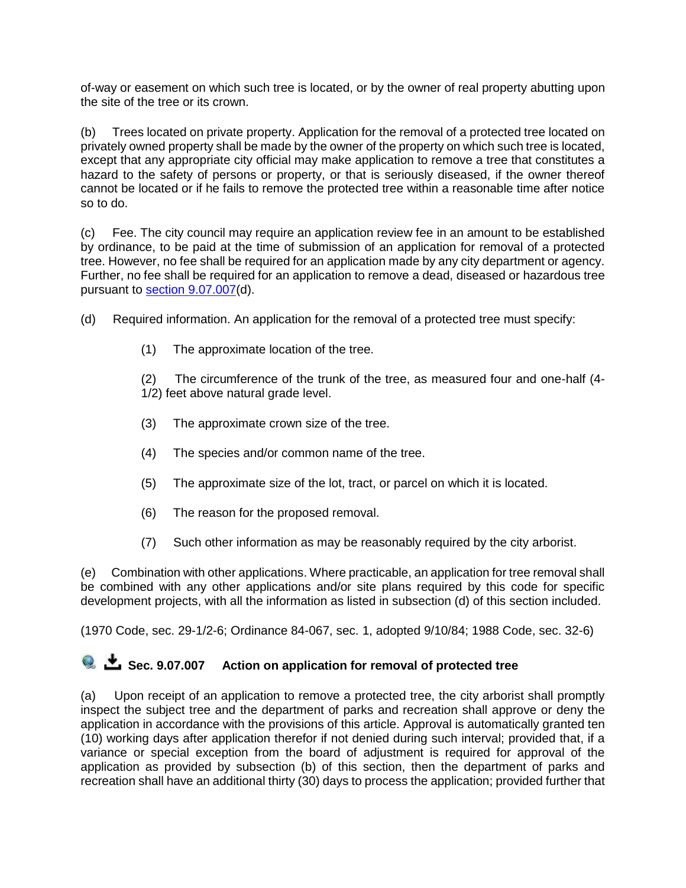of-way or easement on which such tree is located, or by the owner of real property abutting upon the site of the tree or its crown.

(b) Trees located on private property. Application for the removal of a protected tree located on privately owned property shall be made by the owner of the property on which such tree is located, except that any appropriate city official may make application to remove a tree that constitutes a hazard to the safety of persons or property, or that is seriously diseased, if the owner thereof cannot be located or if he fails to remove the protected tree within a reasonable time after notice so to do.

(c) Fee. The city council may require an application review fee in an amount to be established by ordinance, to be paid at the time of submission of an application for removal of a protected tree. However, no fee shall be required for an application made by any city department or agency. Further, no fee shall be required for an application to remove a dead, diseased or hazardous tree pursuant to section 9.07.007(d).

(d) Required information. An application for the removal of a protected tree must specify:

(1) The approximate location of the tree.

(2) The circumference of the trunk of the tree, as measured four and one-half (4-1/2) feet above natural grade level.

(3) The approximate crown size of the tree.

(4) The species and/or common name of the tree.

(5) The approximate size of the lot, tract, or parcel on which it is located.

(6) The reason for the proposed removal.

(7) Such other information as may be reasonably required by the city arborist.

(e) Combination with other applications. Where practicable, an application for tree removal shall be combined with any other applications and/or site plans required by this code for specific development projects, with all the information as listed in subsection (d) of this section included.

(1970 Code, sec. 29-1/2-6; Ordinance 84-067, sec. 1, adopted 9/10/84; 1988 Code, sec. 32-6)

### Sec. 9.07.007 Action on application for removal of protected tree

(a) Upon receipt of an application to remove a protected tree, the city arborist shall promptly inspect the subject tree and the department of parks and recreation shall approve or deny the application in accordance with the provisions of this article. Approval is automatically granted ten (10) working days after application therefor if not denied during such interval; provided that, if a variance or special exception from the board of adjustment is required for approval of the application as provided by subsection (b) of this section, then the department of parks and recreation shall have an additional thirty (30) days to process the application; provided further that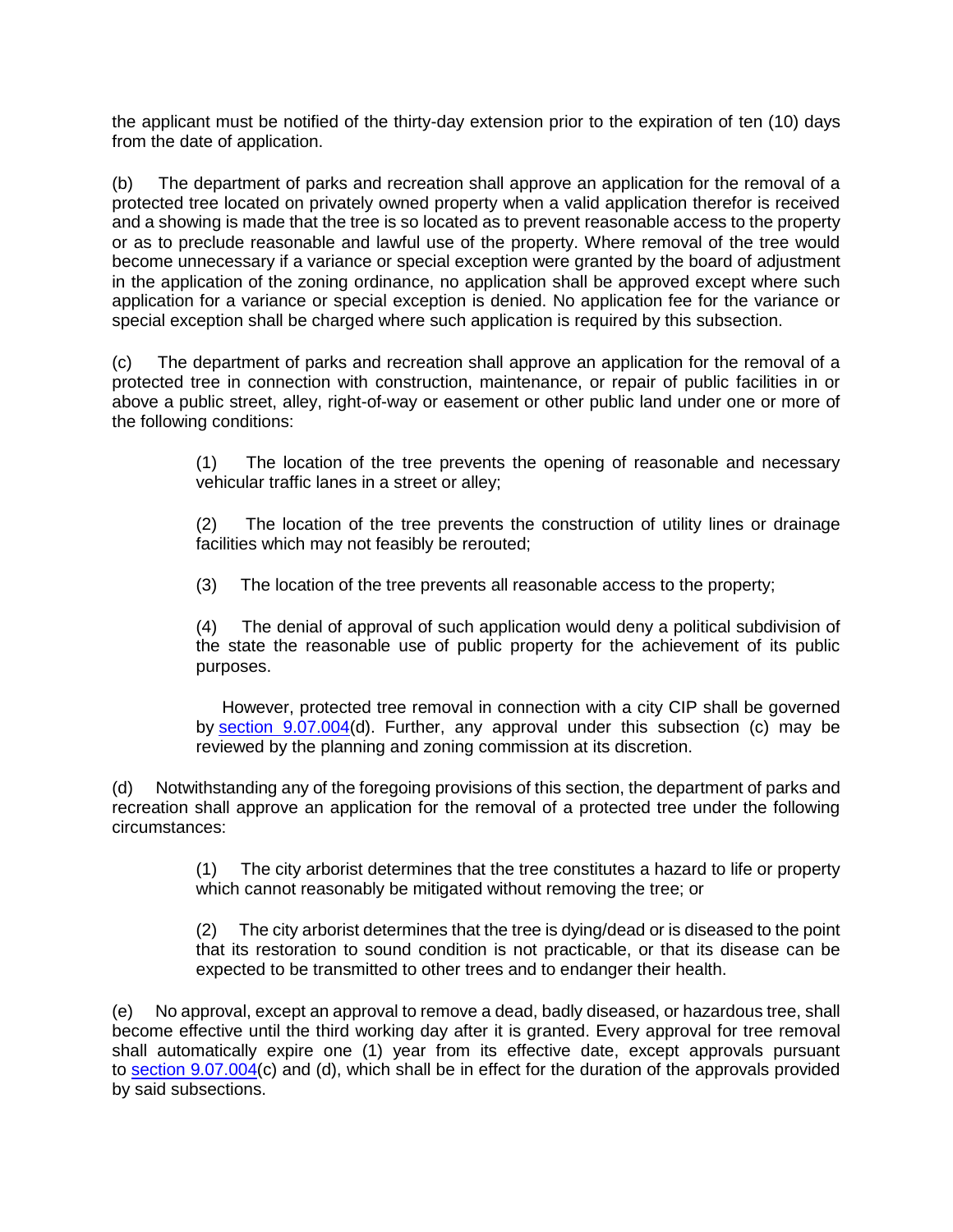the applicant must be notified of the thirty-day extension prior to the expiration of ten (10) days from the date of application.

(b) The department of parks and recreation shall approve an application for the removal of a protected tree located on privately owned property when a valid application therefor is received and a showing is made that the tree is so located as to prevent reasonable access to the property or as to preclude reasonable and lawful use of the property. Where removal of the tree would become unnecessary if a variance or special exception were granted by the board of adjustment in the application of the zoning ordinance, no application shall be approved except where such application for a variance or special exception is denied. No application fee for the variance or special exception shall be charged where such application is required by this subsection.

(c) The department of parks and recreation shall approve an application for the removal of a protected tree in connection with construction, maintenance, or repair of public facilities in or above a public street, alley, right-of-way or easement or other public land under one or more of the following conditions:

> (1) The location of the tree prevents the opening of reasonable and necessary vehicular traffic lanes in a street or alley;
>
> (2) The location of the tree prevents the construction of utility lines or drainage facilities which may not feasibly be rerouted;
>
> (3) The location of the tree prevents all reasonable access to the property;
>
> (4) The denial of approval of such application would deny a political subdivision of the state the reasonable use of public property for the achievement of its public purposes.
>
> However, protected tree removal in connection with a city CIP shall be governed by section 9.07.004(d). Further, any approval under this subsection (c) may be reviewed by the planning and zoning commission at its discretion.

(d) Notwithstanding any of the foregoing provisions of this section, the department of parks and recreation shall approve an application for the removal of a protected tree under the following circumstances:

> (1) The city arborist determines that the tree constitutes a hazard to life or property which cannot reasonably be mitigated without removing the tree; or
>
> (2) The city arborist determines that the tree is dying/dead or is diseased to the point that its restoration to sound condition is not practicable, or that its disease can be expected to be transmitted to other trees and to endanger their health.

(e) No approval, except an approval to remove a dead, badly diseased, or hazardous tree, shall become effective until the third working day after it is granted. Every approval for tree removal shall automatically expire one (1) year from its effective date, except approvals pursuant to section 9.07.004(c) and (d), which shall be in effect for the duration of the approvals provided by said subsections.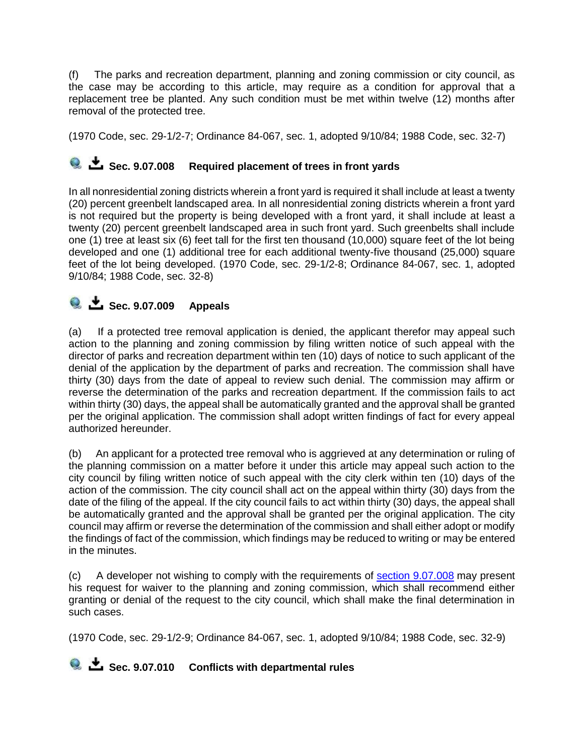(f) The parks and recreation department, planning and zoning commission or city council, as the case may be according to this article, may require as a condition for approval that a replacement tree be planted. Any such condition must be met within twelve (12) months after removal of the protected tree.

(1970 Code, sec. 29-1/2-7; Ordinance 84-067, sec. 1, adopted 9/10/84; 1988 Code, sec. 32-7)

### Sec. 9.07.008 Required placement of trees in front yards

In all nonresidential zoning districts wherein a front yard is required it shall include at least a twenty (20) percent greenbelt landscaped area. In all nonresidential zoning districts wherein a front yard is not required but the property is being developed with a front yard, it shall include at least a twenty (20) percent greenbelt landscaped area in such front yard. Such greenbelts shall include one (1) tree at least six (6) feet tall for the first ten thousand (10,000) square feet of the lot being developed and one (1) additional tree for each additional twenty-five thousand (25,000) square feet of the lot being developed. (1970 Code, sec. 29-1/2-8; Ordinance 84-067, sec. 1, adopted 9/10/84; 1988 Code, sec. 32-8)

### Sec. 9.07.009 Appeals

(a) If a protected tree removal application is denied, the applicant therefor may appeal such action to the planning and zoning commission by filing written notice of such appeal with the director of parks and recreation department within ten (10) days of notice to such applicant of the denial of the application by the department of parks and recreation. The commission shall have thirty (30) days from the date of appeal to review such denial. The commission may affirm or reverse the determination of the parks and recreation department. If the commission fails to act within thirty (30) days, the appeal shall be automatically granted and the approval shall be granted per the original application. The commission shall adopt written findings of fact for every appeal authorized hereunder.

(b) An applicant for a protected tree removal who is aggrieved at any determination or ruling of the planning commission on a matter before it under this article may appeal such action to the city council by filing written notice of such appeal with the city clerk within ten (10) days of the action of the commission. The city council shall act on the appeal within thirty (30) days from the date of the filing of the appeal. If the city council fails to act within thirty (30) days, the appeal shall be automatically granted and the approval shall be granted per the original application. The city council may affirm or reverse the determination of the commission and shall either adopt or modify the findings of fact of the commission, which findings may be reduced to writing or may be entered in the minutes.

(c) A developer not wishing to comply with the requirements of section 9.07.008 may present his request for waiver to the planning and zoning commission, which shall recommend either granting or denial of the request to the city council, which shall make the final determination in such cases.

(1970 Code, sec. 29-1/2-9; Ordinance 84-067, sec. 1, adopted 9/10/84; 1988 Code, sec. 32-9)

### Sec. 9.07.010 Conflicts with departmental rules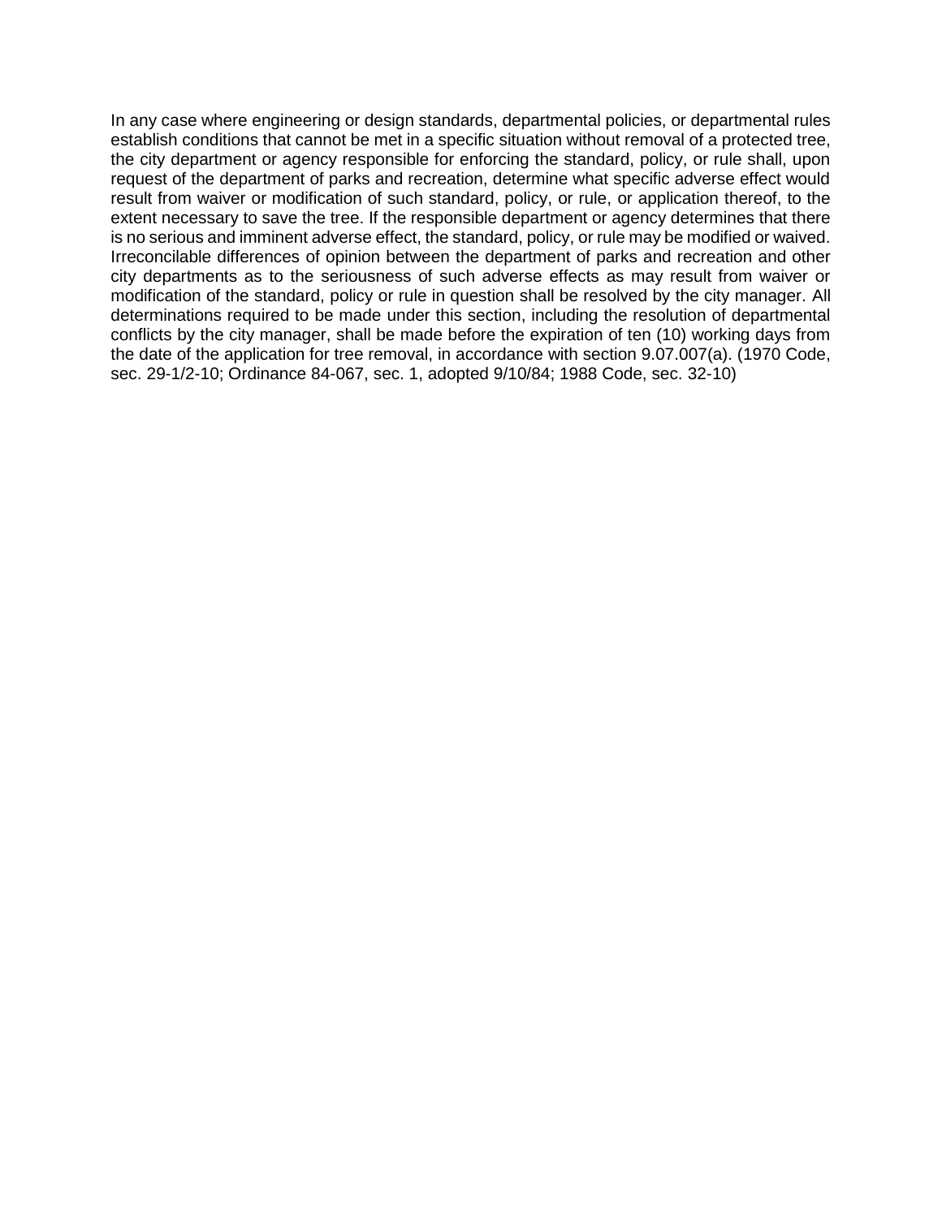In any case where engineering or design standards, departmental policies, or departmental rules establish conditions that cannot be met in a specific situation without removal of a protected tree, the city department or agency responsible for enforcing the standard, policy, or rule shall, upon request of the department of parks and recreation, determine what specific adverse effect would result from waiver or modification of such standard, policy, or rule, or application thereof, to the extent necessary to save the tree. If the responsible department or agency determines that there is no serious and imminent adverse effect, the standard, policy, or rule may be modified or waived. Irreconcilable differences of opinion between the department of parks and recreation and other city departments as to the seriousness of such adverse effects as may result from waiver or modification of the standard, policy or rule in question shall be resolved by the city manager. All determinations required to be made under this section, including the resolution of departmental conflicts by the city manager, shall be made before the expiration of ten (10) working days from the date of the application for tree removal, in accordance with section 9.07.007(a). (1970 Code, sec. 29-1/2-10; Ordinance 84-067, sec. 1, adopted 9/10/84; 1988 Code, sec. 32-10)